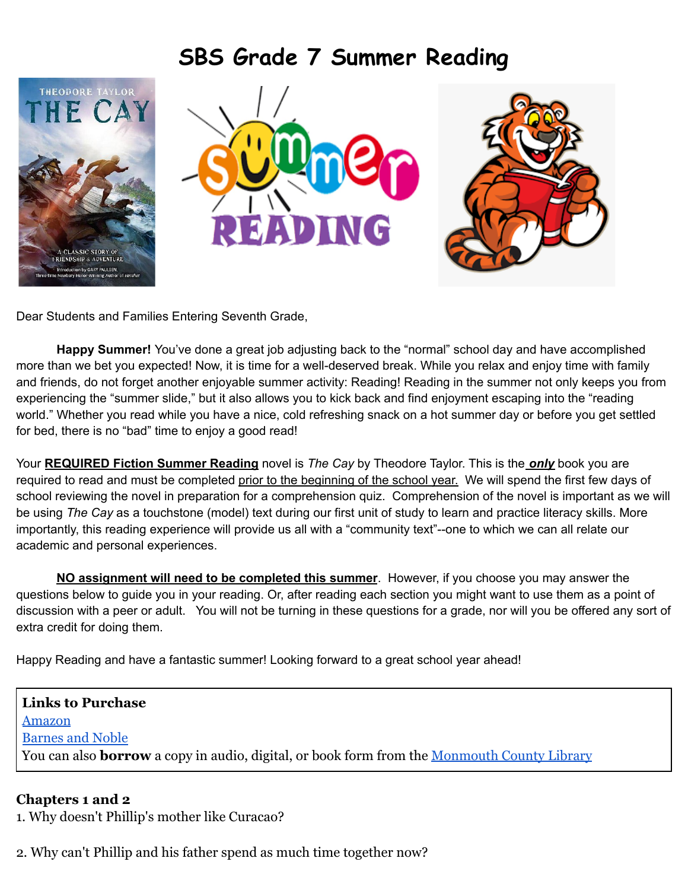# SBS Grade 7 Summer Reading

Dear Students and Families Entering Seventh Grade,

**Happy Summer!** You've done a great job adjusting back to the "normal" school day and have accomplished more than we bet you expected! Now, it is time for a well-deserved break. While you relax and enjoy time with family and friends, do not forget another enjoyable summer activity: Reading! Reading in the summer not only keeps you from experiencing the "summer slide," but it also allows you to kick back and find enjoyment escaping into the "reading world." Whether you read while you have a nice, cold refreshing snack on a hot summer day or before you get settled for bed, there is no "bad" time to enjoy a good read!

Your **REQUIRED Fiction Summer Reading** novel is *The Cay* by Theodore Taylor. This is the ***only*** book you are required to read and must be completed prior to the beginning of the school year. We will spend the first few days of school reviewing the novel in preparation for a comprehension quiz. Comprehension of the novel is important as we will be using *The Cay* as a touchstone (model) text during our first unit of study to learn and practice literacy skills. More importantly, this reading experience will provide us all with a "community text"--one to which we can all relate our academic and personal experiences.

**NO assignment will need to be completed this summer**. However, if you choose you may answer the questions below to guide you in your reading. Or, after reading each section you might want to use them as a point of discussion with a peer or adult. You will not be turning in these questions for a grade, nor will you be offered any sort of extra credit for doing them.

Happy Reading and have a fantastic summer! Looking forward to a great school year ahead!

**Links to Purchase**
Amazon
Barnes and Noble
You can also **borrow** a copy in audio, digital, or book form from the Monmouth County Library

### Chapters 1 and 2

1. Why doesn't Phillip's mother like Curacao?

2. Why can't Phillip and his father spend as much time together now?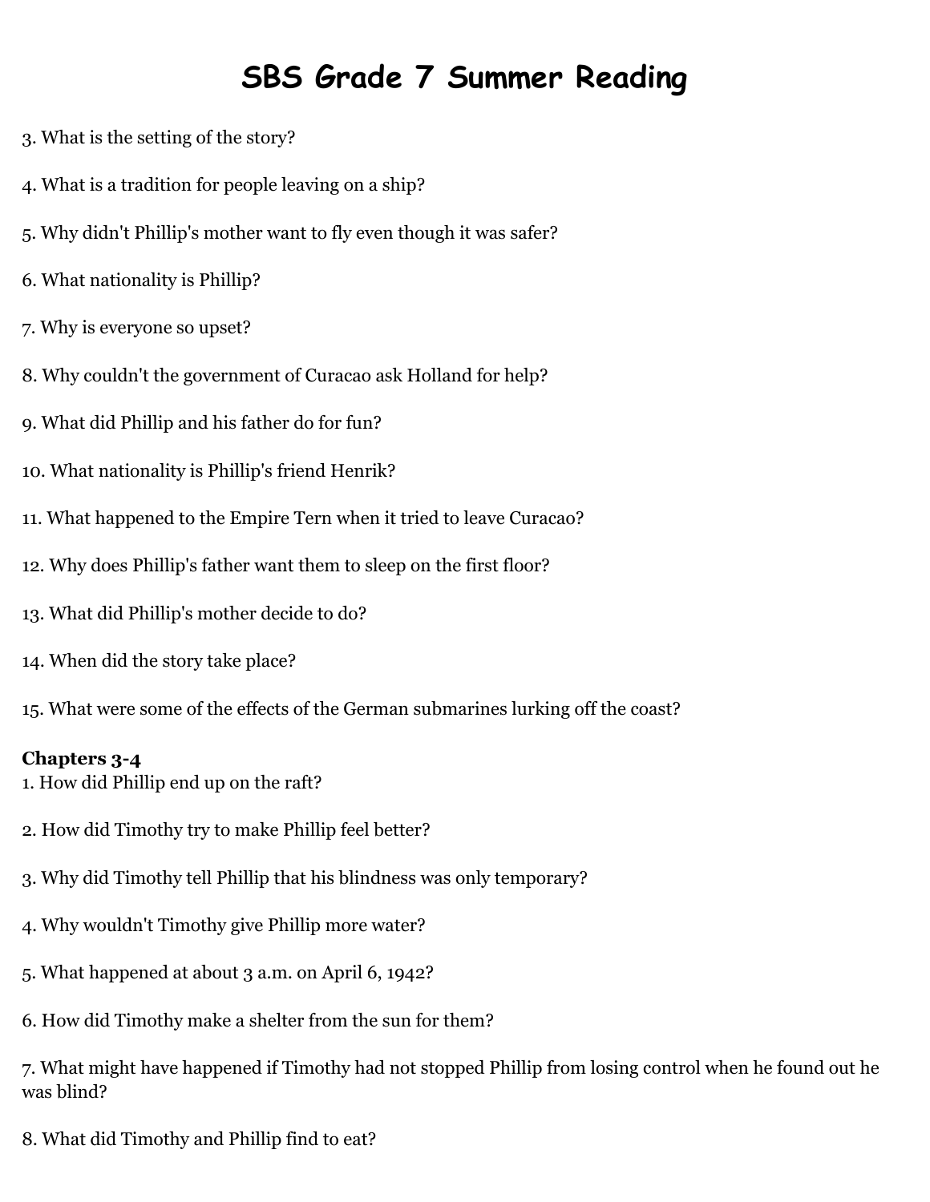# SBS Grade 7 Summer Reading

3. What is the setting of the story?

4. What is a tradition for people leaving on a ship?

5. Why didn't Phillip's mother want to fly even though it was safer?

6. What nationality is Phillip?

7. Why is everyone so upset?

8. Why couldn't the government of Curacao ask Holland for help?

9. What did Phillip and his father do for fun?

10. What nationality is Phillip's friend Henrik?

11. What happened to the Empire Tern when it tried to leave Curacao?

12. Why does Phillip's father want them to sleep on the first floor?

13. What did Phillip's mother decide to do?

14. When did the story take place?

15. What were some of the effects of the German submarines lurking off the coast?

**Chapters 3-4**

1. How did Phillip end up on the raft?

2. How did Timothy try to make Phillip feel better?

3. Why did Timothy tell Phillip that his blindness was only temporary?

4. Why wouldn't Timothy give Phillip more water?

5. What happened at about 3 a.m. on April 6, 1942?

6. How did Timothy make a shelter from the sun for them?

7. What might have happened if Timothy had not stopped Phillip from losing control when he found out he was blind?

8. What did Timothy and Phillip find to eat?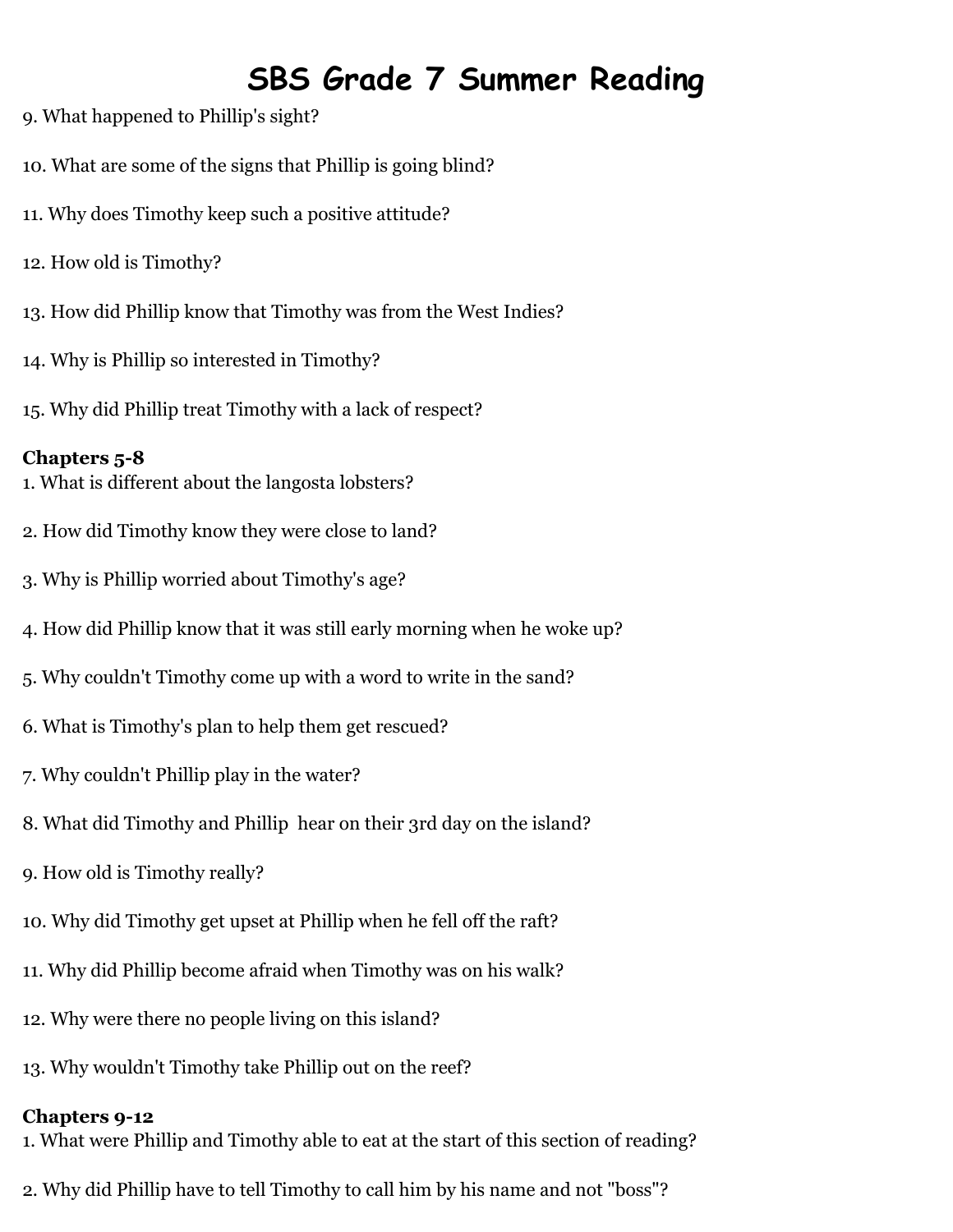# SBS Grade 7 Summer Reading

9. What happened to Phillip's sight?

10. What are some of the signs that Phillip is going blind?

11. Why does Timothy keep such a positive attitude?

12. How old is Timothy?

13. How did Phillip know that Timothy was from the West Indies?

14. Why is Phillip so interested in Timothy?

15. Why did Phillip treat Timothy with a lack of respect?

**Chapters 5-8**

1. What is different about the langosta lobsters?

2. How did Timothy know they were close to land?

3. Why is Phillip worried about Timothy's age?

4. How did Phillip know that it was still early morning when he woke up?

5. Why couldn't Timothy come up with a word to write in the sand?

6. What is Timothy's plan to help them get rescued?

7. Why couldn't Phillip play in the water?

8. What did Timothy and Phillip hear on their 3rd day on the island?

9. How old is Timothy really?

10. Why did Timothy get upset at Phillip when he fell off the raft?

11. Why did Phillip become afraid when Timothy was on his walk?

12. Why were there no people living on this island?

13. Why wouldn't Timothy take Phillip out on the reef?

**Chapters 9-12**

1. What were Phillip and Timothy able to eat at the start of this section of reading?

2. Why did Phillip have to tell Timothy to call him by his name and not "boss"?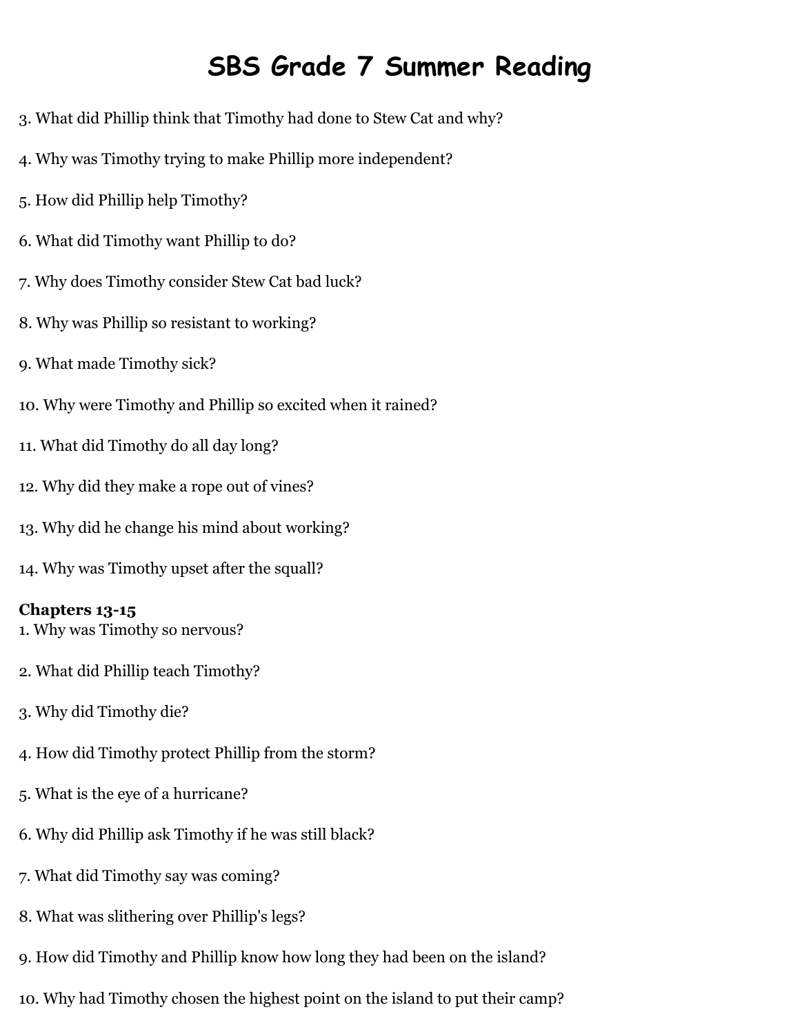# SBS Grade 7 Summer Reading

3. What did Phillip think that Timothy had done to Stew Cat and why?

4. Why was Timothy trying to make Phillip more independent?

5. How did Phillip help Timothy?

6. What did Timothy want Phillip to do?

7. Why does Timothy consider Stew Cat bad luck?

8. Why was Phillip so resistant to working?

9. What made Timothy sick?

10. Why were Timothy and Phillip so excited when it rained?

11. What did Timothy do all day long?

12. Why did they make a rope out of vines?

13. Why did he change his mind about working?

14. Why was Timothy upset after the squall?

**Chapters 13-15**

1. Why was Timothy so nervous?

2. What did Phillip teach Timothy?

3. Why did Timothy die?

4. How did Timothy protect Phillip from the storm?

5. What is the eye of a hurricane?

6. Why did Phillip ask Timothy if he was still black?

7. What did Timothy say was coming?

8. What was slithering over Phillip's legs?

9. How did Timothy and Phillip know how long they had been on the island?

10. Why had Timothy chosen the highest point on the island to put their camp?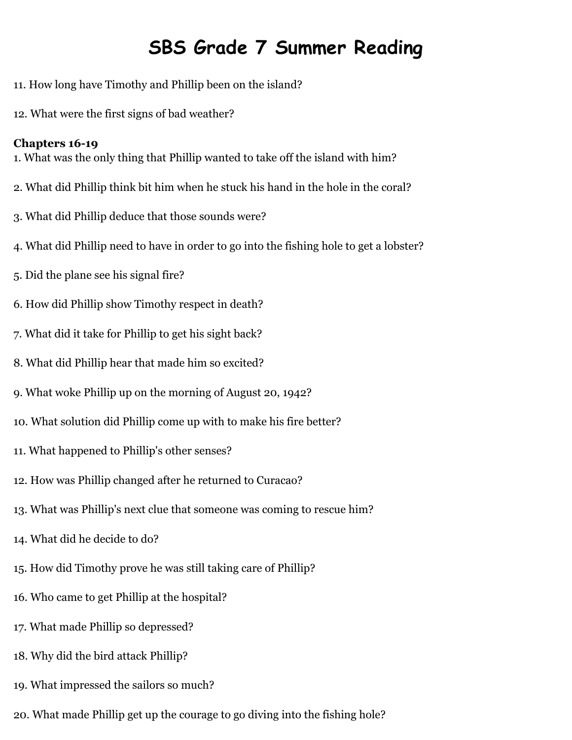# SBS Grade 7 Summer Reading

11. How long have Timothy and Phillip been on the island?

12. What were the first signs of bad weather?

**Chapters 16-19**

1. What was the only thing that Phillip wanted to take off the island with him?

2. What did Phillip think bit him when he stuck his hand in the hole in the coral?

3. What did Phillip deduce that those sounds were?

4. What did Phillip need to have in order to go into the fishing hole to get a lobster?

5. Did the plane see his signal fire?

6. How did Phillip show Timothy respect in death?

7. What did it take for Phillip to get his sight back?

8. What did Phillip hear that made him so excited?

9. What woke Phillip up on the morning of August 20, 1942?

10. What solution did Phillip come up with to make his fire better?

11. What happened to Phillip's other senses?

12. How was Phillip changed after he returned to Curacao?

13. What was Phillip's next clue that someone was coming to rescue him?

14. What did he decide to do?

15. How did Timothy prove he was still taking care of Phillip?

16. Who came to get Phillip at the hospital?

17. What made Phillip so depressed?

18. Why did the bird attack Phillip?

19. What impressed the sailors so much?

20. What made Phillip get up the courage to go diving into the fishing hole?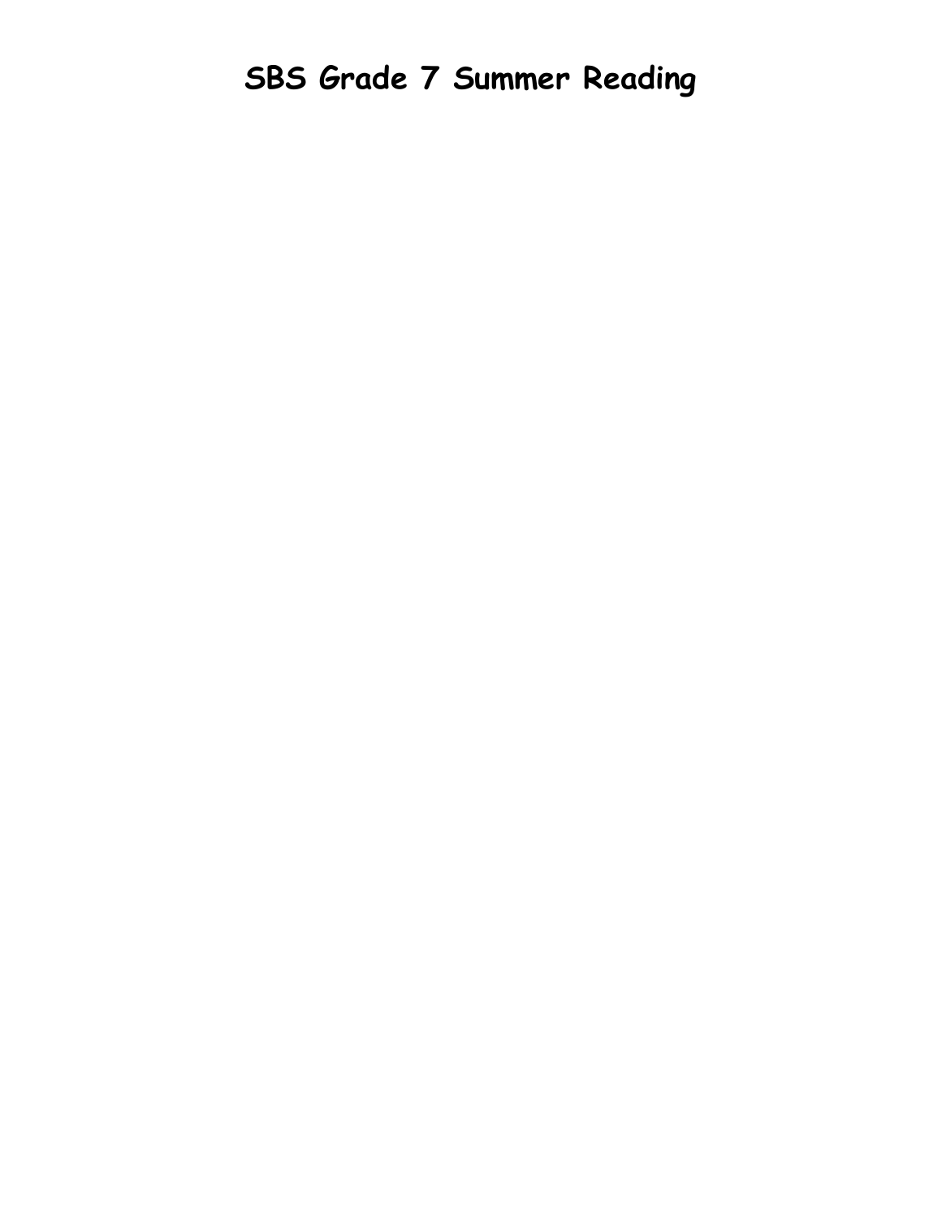# SBS Grade 7 Summer Reading